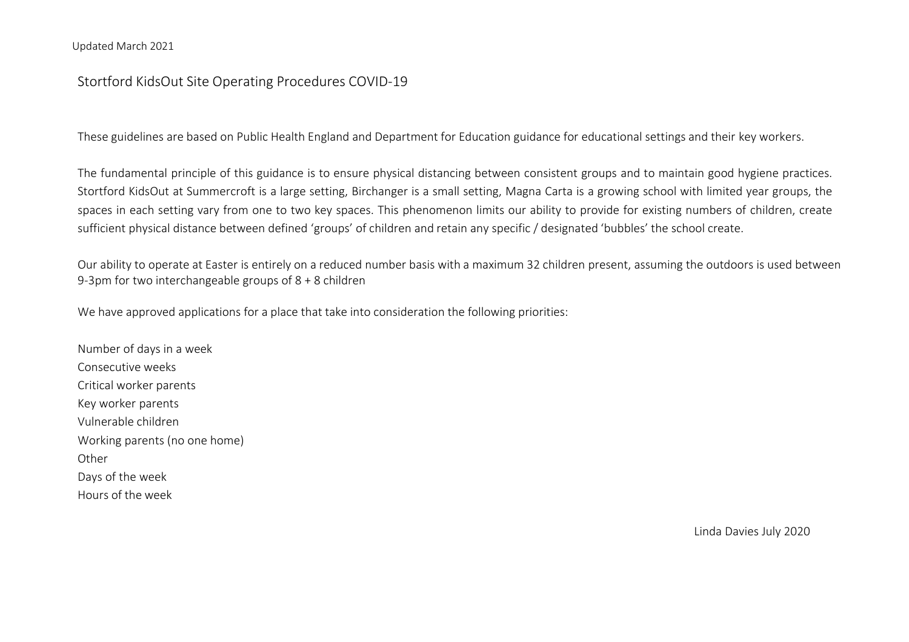Updated March 2021

# Stortford KidsOut Site Operating Procedures COVID-19

These guidelines are based on Public Health England and Department for Education guidance for educational settings and their key workers.

The fundamental principle of this guidance is to ensure physical distancing between consistent groups and to maintain good hygiene practices. Stortford KidsOut at Summercroft is a large setting, Birchanger is a small setting, Magna Carta is a growing school with limited year groups, the spaces in each setting vary from one to two key spaces. This phenomenon limits our ability to provide for existing numbers of children, create sufficient physical distance between defined 'groups' of children and retain any specific / designated 'bubbles' the school create.

Our ability to operate at Easter is entirely on a reduced number basis with a maximum 32 children present, assuming the outdoors is used between 9-3pm for two interchangeable groups of 8 + 8 children

We have approved applications for a place that take into consideration the following priorities:

Number of days in a week
Consecutive weeks
Critical worker parents
Key worker parents
Vulnerable children
Working parents (no one home)
Other
Days of the week
Hours of the week

Linda Davies July 2020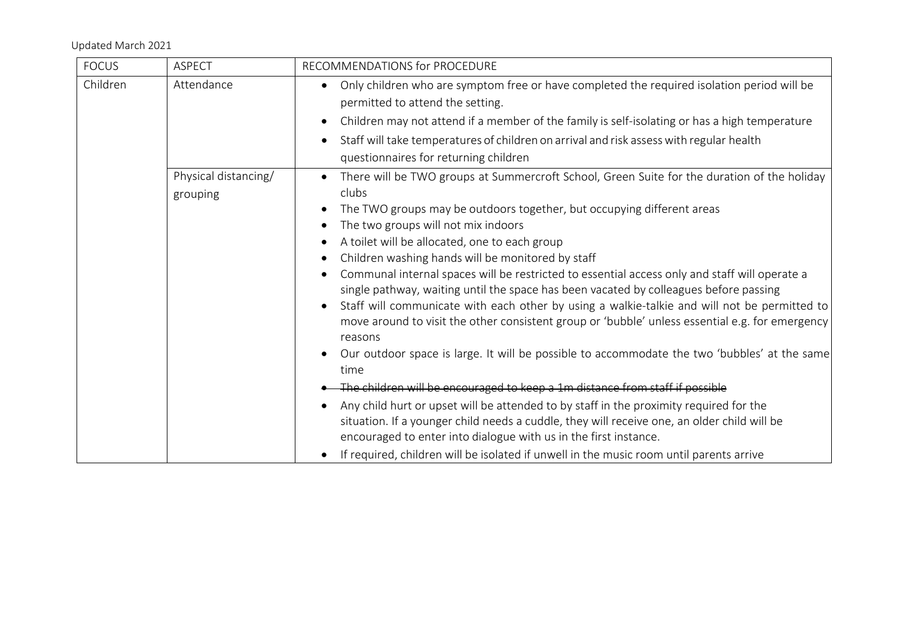Updated March 2021

| FOCUS | ASPECT | RECOMMENDATIONS for PROCEDURE |
|---|---|---|
| Children | Attendance | • Only children who are symptom free or have completed the required isolation period will be permitted to attend the setting.<br>• Children may not attend if a member of the family is self-isolating or has a high temperature<br>• Staff will take temperatures of children on arrival and risk assess with regular health questionnaires for returning children |
| | Physical distancing/ grouping | • There will be TWO groups at Summercroft School, Green Suite for the duration of the holiday clubs<br>• The TWO groups may be outdoors together, but occupying different areas<br>• The two groups will not mix indoors<br>• A toilet will be allocated, one to each group<br>• Children washing hands will be monitored by staff<br>• Communal internal spaces will be restricted to essential access only and staff will operate a single pathway, waiting until the space has been vacated by colleagues before passing<br>• Staff will communicate with each other by using a walkie-talkie and will not be permitted to move around to visit the other consistent group or 'bubble' unless essential e.g. for emergency reasons<br>• Our outdoor space is large. It will be possible to accommodate the two 'bubbles' at the same time<br>• ~~The children will be encouraged to keep a 1m distance from staff if possible~~<br>• Any child hurt or upset will be attended to by staff in the proximity required for the situation. If a younger child needs a cuddle, they will receive one, an older child will be encouraged to enter into dialogue with us in the first instance.<br>• If required, children will be isolated if unwell in the music room until parents arrive |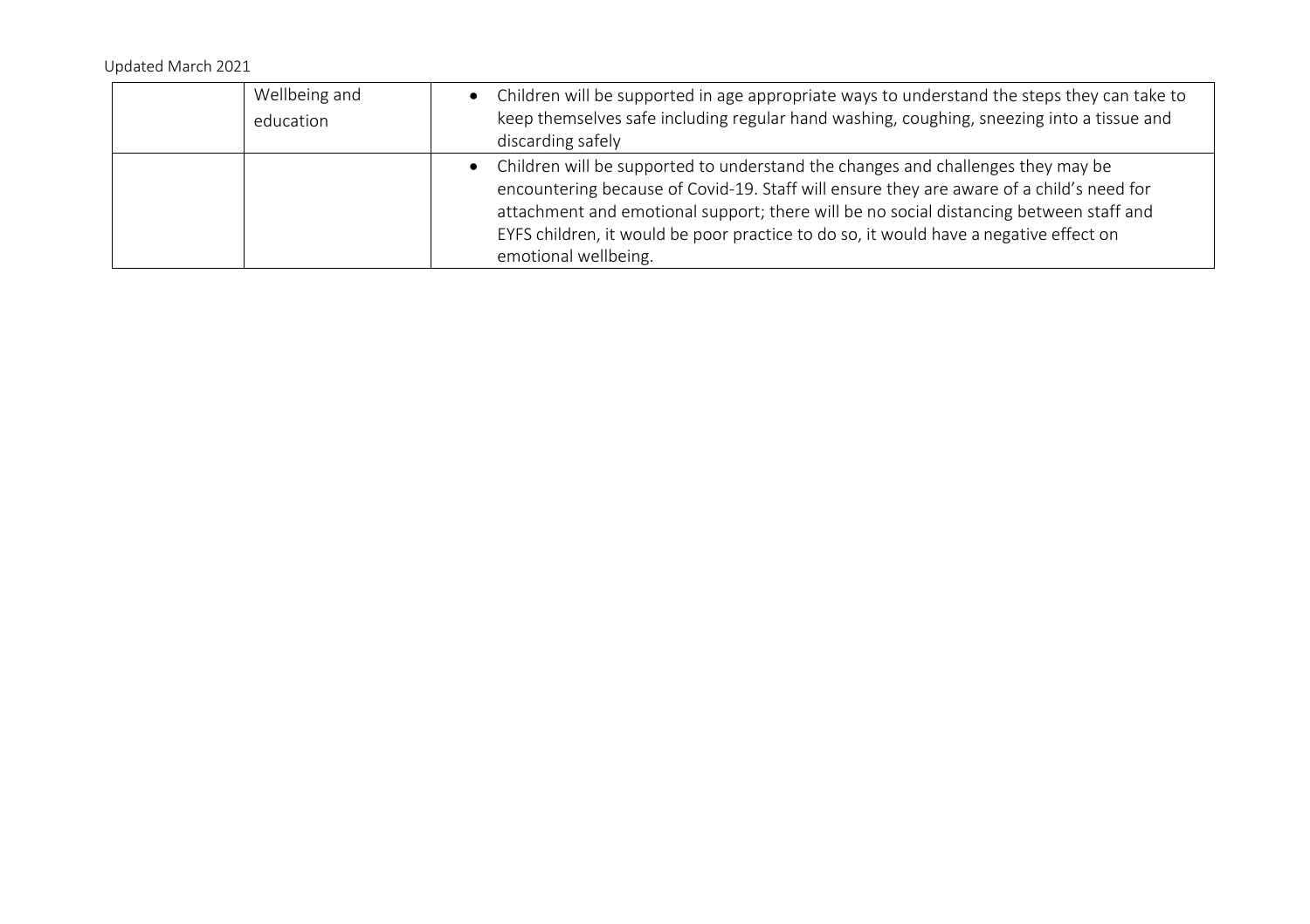| | | |
|---|---|---|
| | Wellbeing and education | • Children will be supported in age appropriate ways to understand the steps they can take to keep themselves safe including regular hand washing, coughing, sneezing into a tissue and discarding safely |
| | | • Children will be supported to understand the changes and challenges they may be encountering because of Covid-19. Staff will ensure they are aware of a child's need for attachment and emotional support; there will be no social distancing between staff and EYFS children, it would be poor practice to do so, it would have a negative effect on emotional wellbeing. |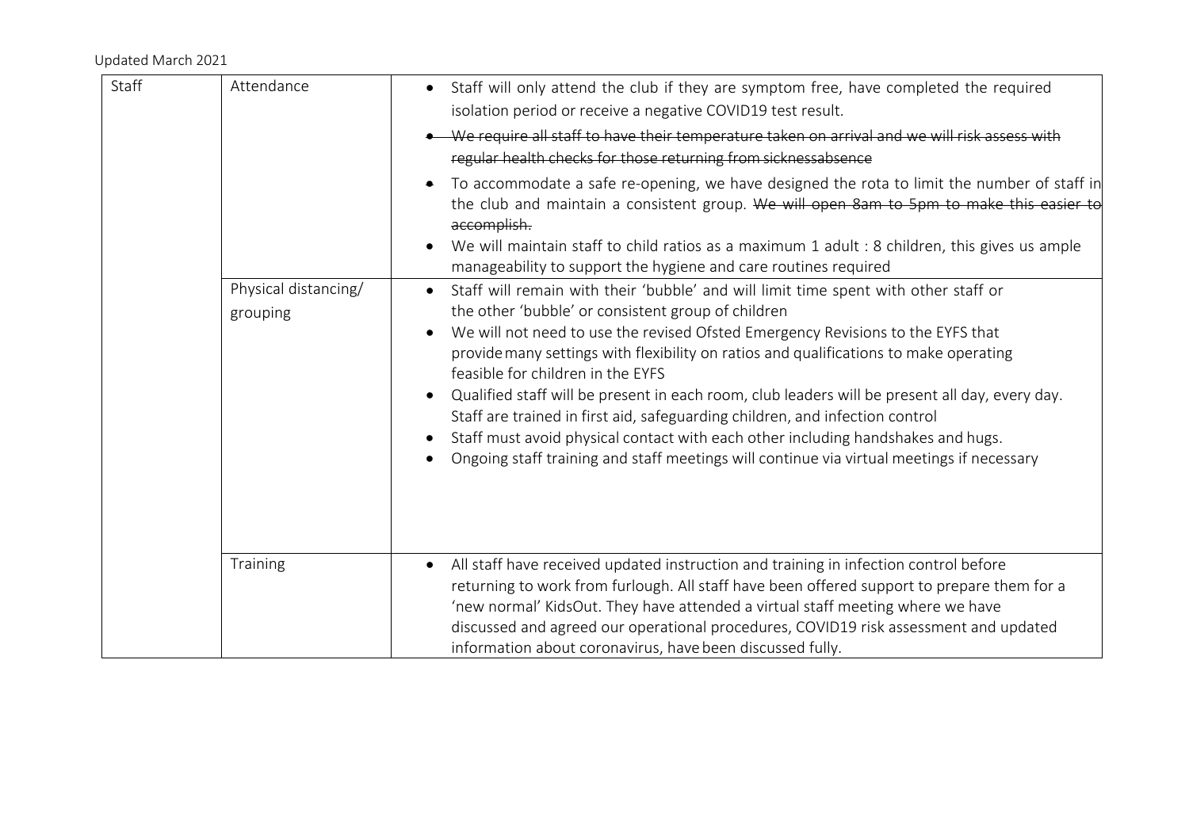Updated March 2021

| Staff | Attendance | • Staff will only attend the club if they are symptom free, have completed the required isolation period or receive a negative COVID19 test result.<br>• ~~We require all staff to have their temperature taken on arrival and we will risk assess with regular health checks for those returning from sicknessabsence~~<br>• To accommodate a safe re-opening, we have designed the rota to limit the number of staff in the club and maintain a consistent group. ~~We will open 8am to 5pm to make this easier to accomplish.~~<br>• We will maintain staff to child ratios as a maximum 1 adult : 8 children, this gives us ample manageability to support the hygiene and care routines required |
|---|---|---|
| | Physical distancing/ grouping | • Staff will remain with their 'bubble' and will limit time spent with other staff or the other 'bubble' or consistent group of children<br>• We will not need to use the revised Ofsted Emergency Revisions to the EYFS that provide many settings with flexibility on ratios and qualifications to make operating feasible for children in the EYFS<br>• Qualified staff will be present in each room, club leaders will be present all day, every day. Staff are trained in first aid, safeguarding children, and infection control<br>• Staff must avoid physical contact with each other including handshakes and hugs.<br>• Ongoing staff training and staff meetings will continue via virtual meetings if necessary |
| | Training | • All staff have received updated instruction and training in infection control before returning to work from furlough. All staff have been offered support to prepare them for a 'new normal' KidsOut. They have attended a virtual staff meeting where we have discussed and agreed our operational procedures, COVID19 risk assessment and updated information about coronavirus, have been discussed fully. |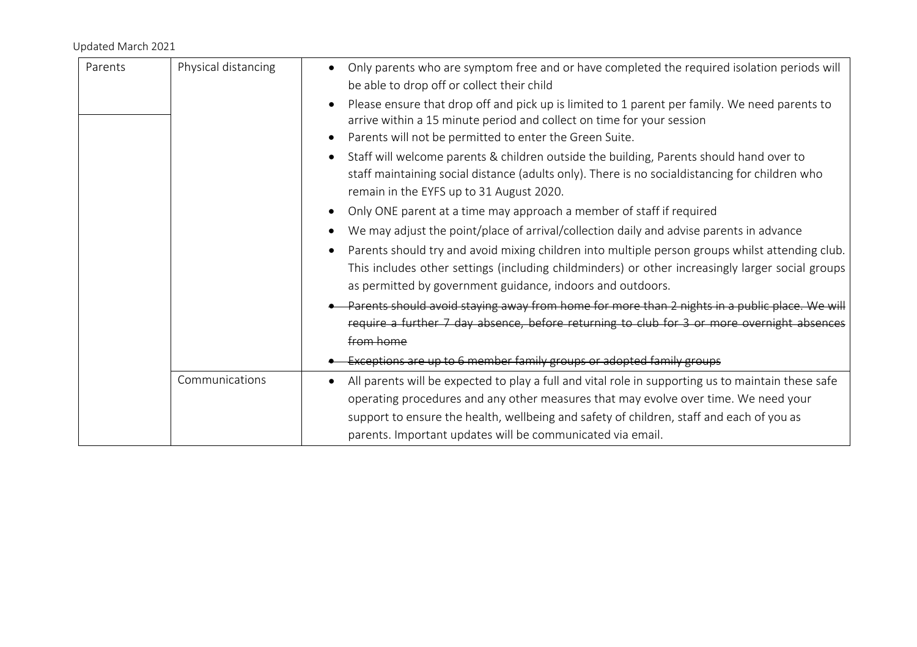Updated March 2021

| | | |
|---|---|---|
| Parents | Physical distancing | • Only parents who are symptom free and or have completed the required isolation periods will be able to drop off or collect their child<br>• Please ensure that drop off and pick up is limited to 1 parent per family. We need parents to arrive within a 15 minute period and collect on time for your session<br>• Parents will not be permitted to enter the Green Suite.<br>• Staff will welcome parents & children outside the building, Parents should hand over to staff maintaining social distance (adults only). There is no socialdistancing for children who remain in the EYFS up to 31 August 2020.<br>• Only ONE parent at a time may approach a member of staff if required<br>• We may adjust the point/place of arrival/collection daily and advise parents in advance<br>• Parents should try and avoid mixing children into multiple person groups whilst attending club. This includes other settings (including childminders) or other increasingly larger social groups as permitted by government guidance, indoors and outdoors.<br>• ~~Parents should avoid staying away from home for more than 2 nights in a public place. We will require a further 7 day absence, before returning to club for 3 or more overnight absences from home~~<br>• ~~Exceptions are up to 6 member family groups or adopted family groups~~ |
| | Communications | • All parents will be expected to play a full and vital role in supporting us to maintain these safe operating procedures and any other measures that may evolve over time. We need your support to ensure the health, wellbeing and safety of children, staff and each of you as parents. Important updates will be communicated via email. |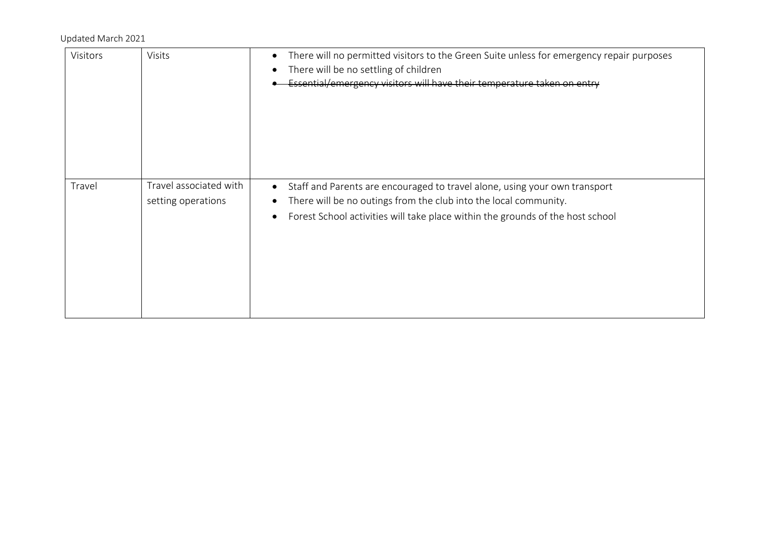| Visitors | Visits | • There will no permitted visitors to the Green Suite unless for emergency repair purposes<br>• There will be no settling of children<br>• ~~Essential/emergency visitors will have their temperature taken on entry~~ |
|---|---|---|
| Travel | Travel associated with setting operations | • Staff and Parents are encouraged to travel alone, using your own transport<br>• There will be no outings from the club into the local community.<br>• Forest School activities will take place within the grounds of the host school |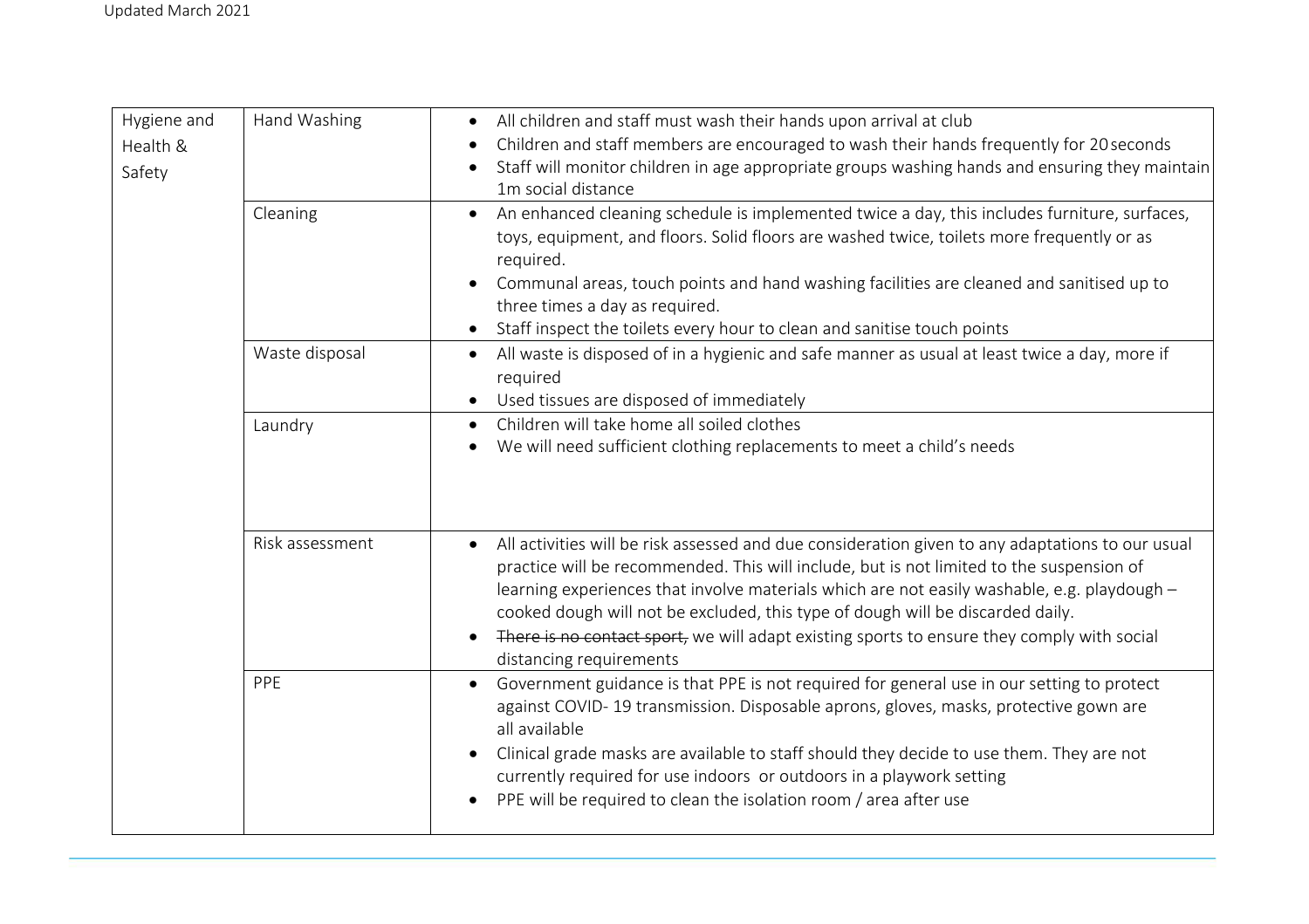| Hygiene and Health & Safety | Hand Washing | • All children and staff must wash their hands upon arrival at club<br>• Children and staff members are encouraged to wash their hands frequently for 20 seconds<br>• Staff will monitor children in age appropriate groups washing hands and ensuring they maintain 1m social distance |
|---|---|---|
| | Cleaning | • An enhanced cleaning schedule is implemented twice a day, this includes furniture, surfaces, toys, equipment, and floors. Solid floors are washed twice, toilets more frequently or as required.<br>• Communal areas, touch points and hand washing facilities are cleaned and sanitised up to three times a day as required.<br>• Staff inspect the toilets every hour to clean and sanitise touch points |
| | Waste disposal | • All waste is disposed of in a hygienic and safe manner as usual at least twice a day, more if required<br>• Used tissues are disposed of immediately |
| | Laundry | • Children will take home all soiled clothes<br>• We will need sufficient clothing replacements to meet a child's needs |
| | Risk assessment | • All activities will be risk assessed and due consideration given to any adaptations to our usual practice will be recommended. This will include, but is not limited to the suspension of learning experiences that involve materials which are not easily washable, e.g. playdough – cooked dough will not be excluded, this type of dough will be discarded daily.<br>• ~~There is no contact sport,~~ we will adapt existing sports to ensure they comply with social distancing requirements |
| | PPE | • Government guidance is that PPE is not required for general use in our setting to protect against COVID- 19 transmission. Disposable aprons, gloves, masks, protective gown are all available<br>• Clinical grade masks are available to staff should they decide to use them. They are not currently required for use indoors or outdoors in a playwork setting<br>• PPE will be required to clean the isolation room / area after use |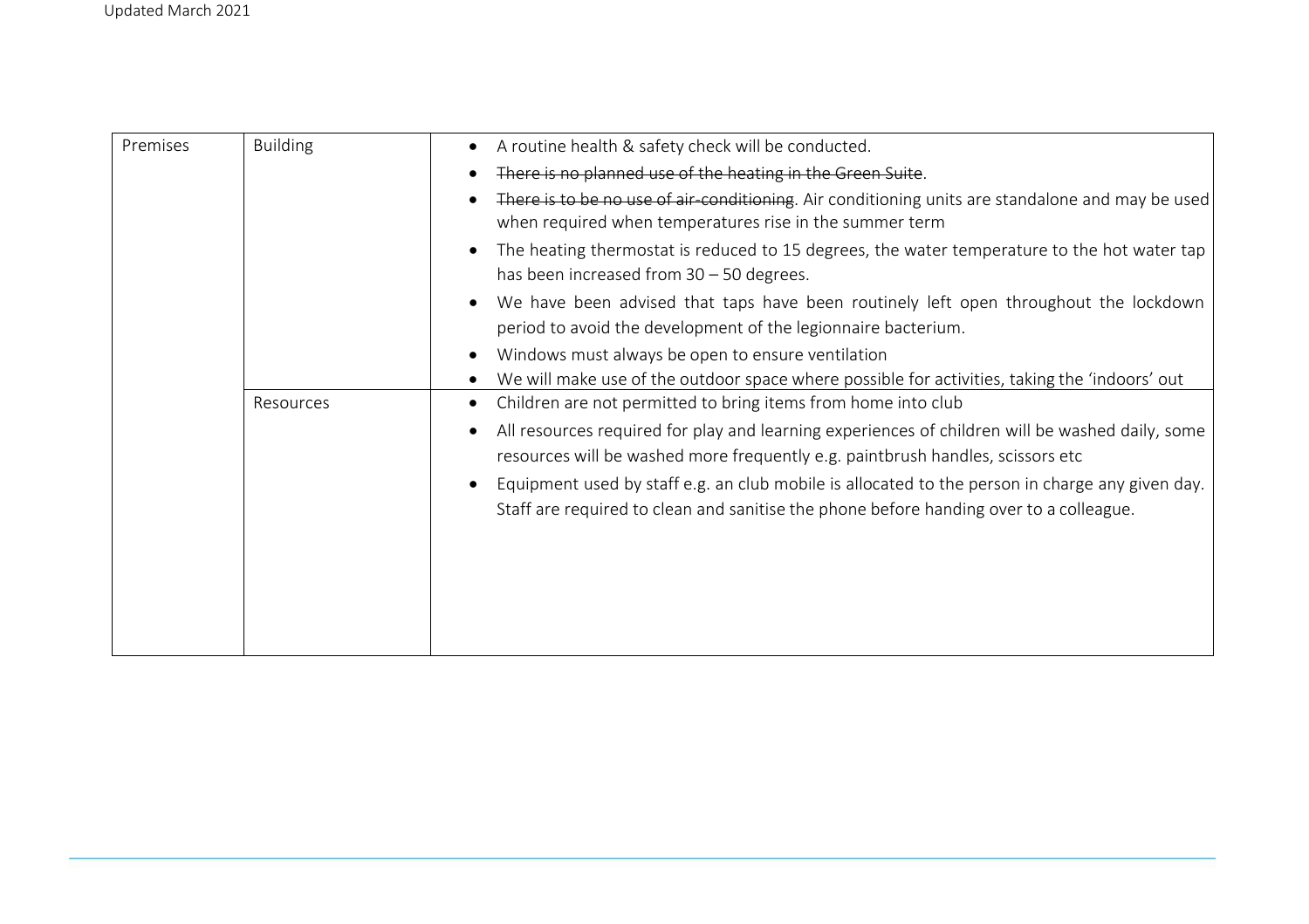| Premises | Building | <ul><li>A routine health & safety check will be conducted.</li><li>~~There is no planned use of the heating in the Green Suite~~.</li><li>~~There is to be no use of air-conditioning~~. Air conditioning units are standalone and may be used when required when temperatures rise in the summer term</li><li>The heating thermostat is reduced to 15 degrees, the water temperature to the hot water tap has been increased from 30 – 50 degrees.</li><li>We have been advised that taps have been routinely left open throughout the lockdown period to avoid the development of the legionnaire bacterium.</li><li>Windows must always be open to ensure ventilation</li><li>We will make use of the outdoor space where possible for activities, taking the 'indoors' out</li></ul> |
|---|---|---|
| | Resources | <ul><li>Children are not permitted to bring items from home into club</li><li>All resources required for play and learning experiences of children will be washed daily, some resources will be washed more frequently e.g. paintbrush handles, scissors etc</li><li>Equipment used by staff e.g. an club mobile is allocated to the person in charge any given day. Staff are required to clean and sanitise the phone before handing over to a colleague.</li></ul> |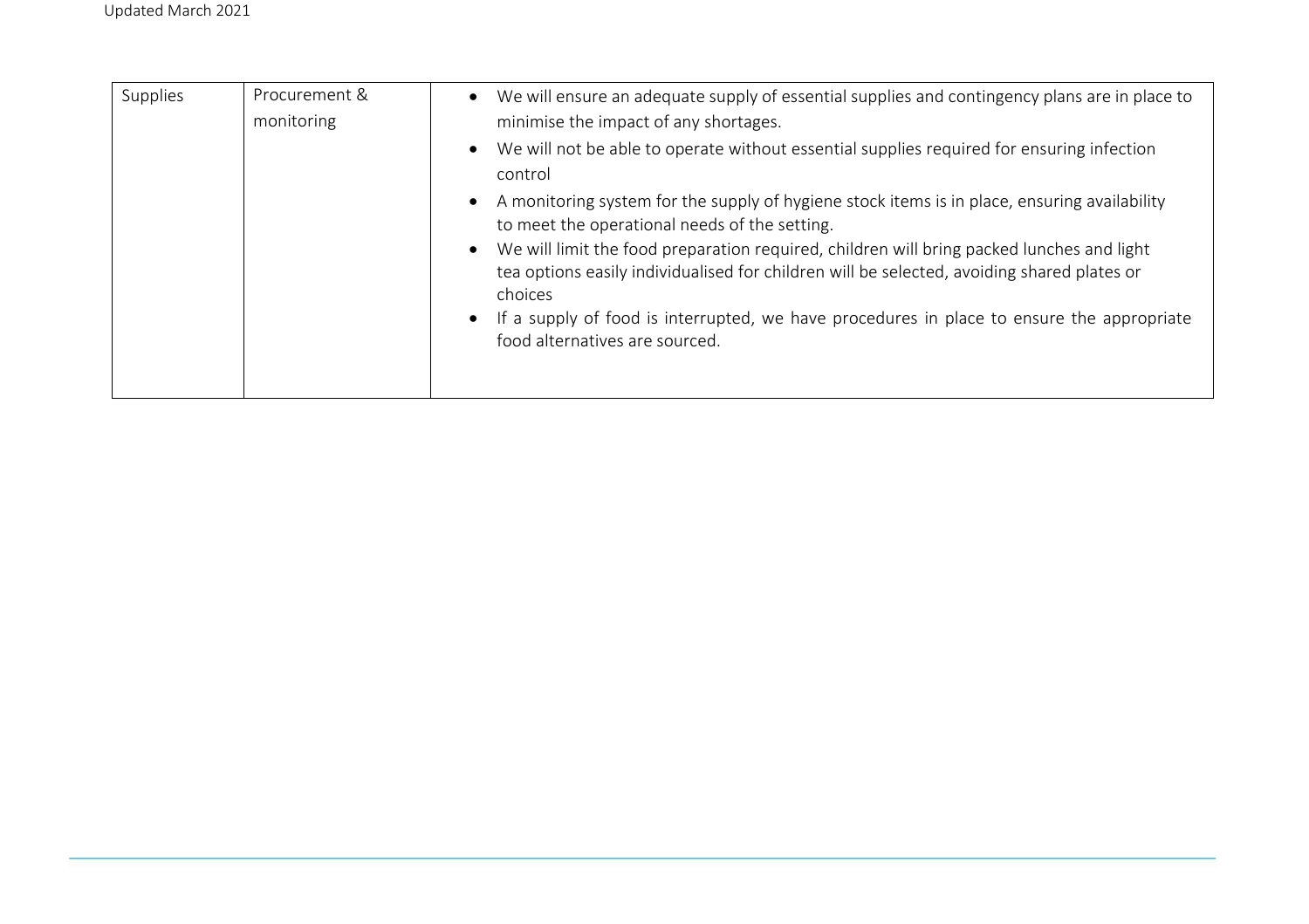| Supplies | Procurement & monitoring | • We will ensure an adequate supply of essential supplies and contingency plans are in place to minimise the impact of any shortages.<br>• We will not be able to operate without essential supplies required for ensuring infection control<br>• A monitoring system for the supply of hygiene stock items is in place, ensuring availability to meet the operational needs of the setting.<br>• We will limit the food preparation required, children will bring packed lunches and light tea options easily individualised for children will be selected, avoiding shared plates or choices<br>• If a supply of food is interrupted, we have procedures in place to ensure the appropriate food alternatives are sourced. |
|---|---|---|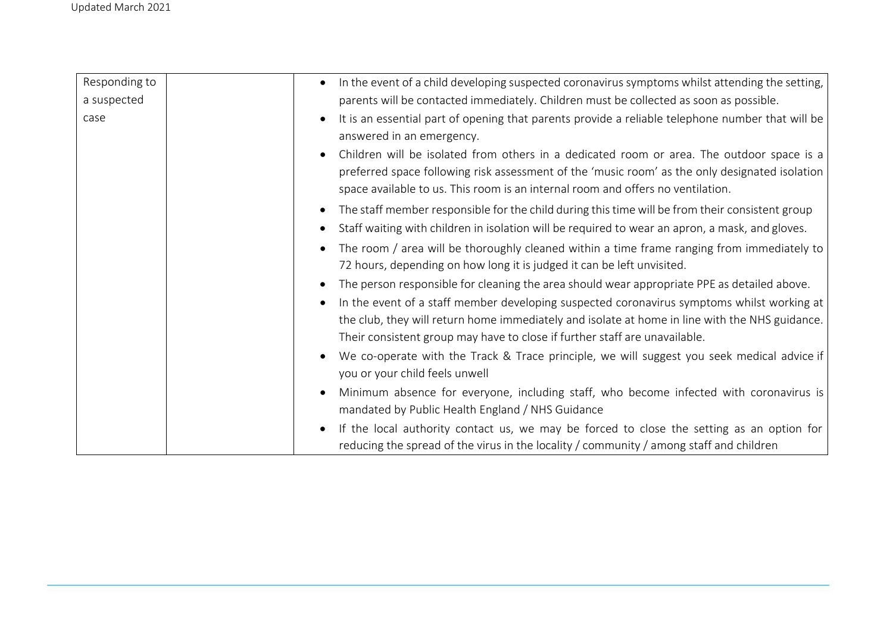| | | |
|---|---|---|
| Responding to a suspected case | | • In the event of a child developing suspected coronavirus symptoms whilst attending the setting, parents will be contacted immediately. Children must be collected as soon as possible.<br>• It is an essential part of opening that parents provide a reliable telephone number that will be answered in an emergency.<br>• Children will be isolated from others in a dedicated room or area. The outdoor space is a preferred space following risk assessment of the 'music room' as the only designated isolation space available to us. This room is an internal room and offers no ventilation.<br>• The staff member responsible for the child during this time will be from their consistent group<br>• Staff waiting with children in isolation will be required to wear an apron, a mask, and gloves.<br>• The room / area will be thoroughly cleaned within a time frame ranging from immediately to 72 hours, depending on how long it is judged it can be left unvisited.<br>• The person responsible for cleaning the area should wear appropriate PPE as detailed above.<br>• In the event of a staff member developing suspected coronavirus symptoms whilst working at the club, they will return home immediately and isolate at home in line with the NHS guidance. Their consistent group may have to close if further staff are unavailable.<br>• We co-operate with the Track & Trace principle, we will suggest you seek medical advice if you or your child feels unwell<br>• Minimum absence for everyone, including staff, who become infected with coronavirus is mandated by Public Health England / NHS Guidance<br>• If the local authority contact us, we may be forced to close the setting as an option for reducing the spread of the virus in the locality / community / among staff and children |